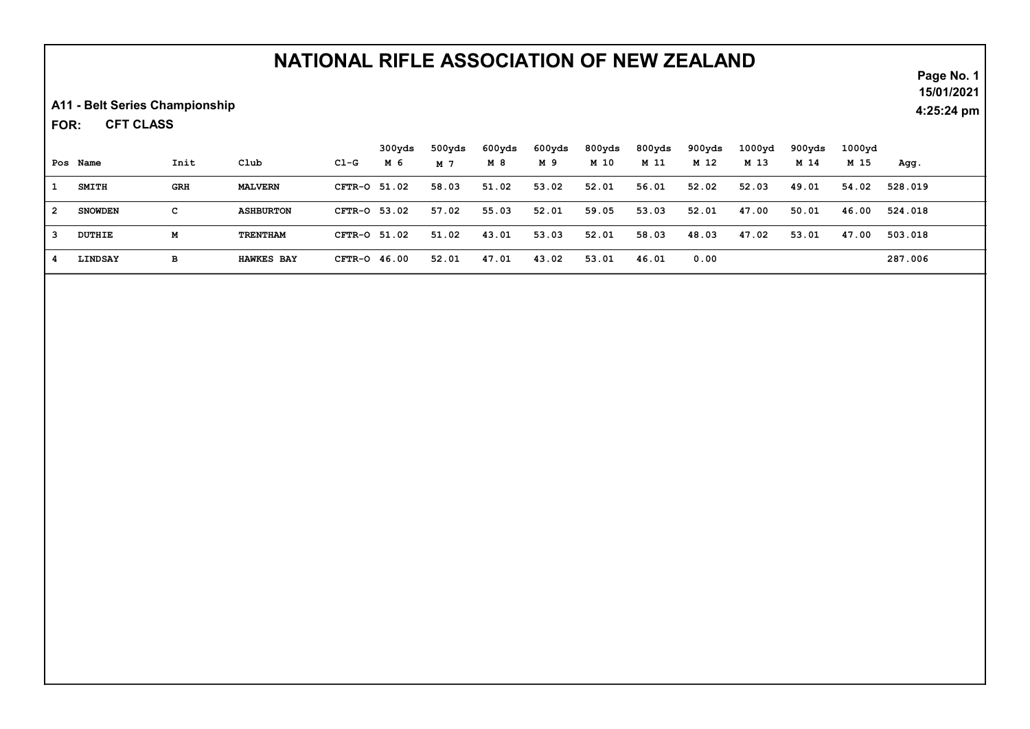# NATIONAL RIFLE ASSOCIATION OF NEW ZEALAND

15/01/2021
4:25:24 pm

**A11 - Belt Series Championship**

**FOR: CFT CLASS**

| Pos | Name | Init | Club | Cl-G | 300yds M 6 | 500yds M 7 | 600yds M 8 | 600yds M 9 | 800yds M 10 | 800yds M 11 | 900yds M 12 | 1000yd M 13 | 900yds M 14 | 1000yd M 15 | Agg. |
|---|---|---|---|---|---|---|---|---|---|---|---|---|---|---|---|
| 1 | SMITH | GRH | MALVERN | CFTR-O | 51.02 | 58.03 | 51.02 | 53.02 | 52.01 | 56.01 | 52.02 | 52.03 | 49.01 | 54.02 | 528.019 |
| 2 | SNOWDEN | C | ASHBURTON | CFTR-O | 53.02 | 57.02 | 55.03 | 52.01 | 59.05 | 53.03 | 52.01 | 47.00 | 50.01 | 46.00 | 524.018 |
| 3 | DUTHIE | M | TRENTHAM | CFTR-O | 51.02 | 51.02 | 43.01 | 53.03 | 52.01 | 58.03 | 48.03 | 47.02 | 53.01 | 47.00 | 503.018 |
| 4 | LINDSAY | B | HAWKES BAY | CFTR-O | 46.00 | 52.01 | 47.01 | 43.02 | 53.01 | 46.01 | 0.00 | | | | 287.006 |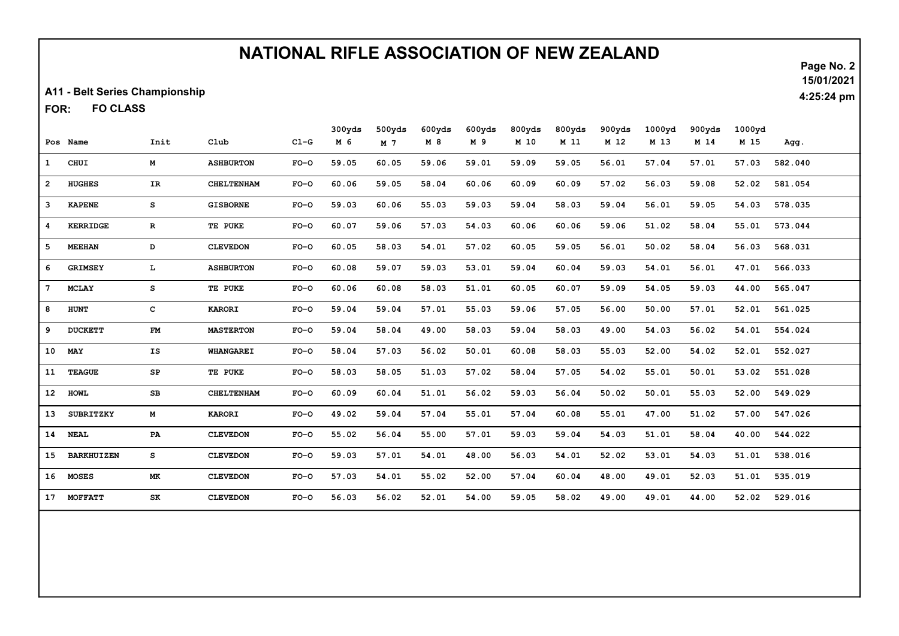# NATIONAL RIFLE ASSOCIATION OF NEW ZEALAND

15/01/2021
4:25:24 pm

**A11 - Belt Series Championship**

**FOR: FO CLASS**

| Pos | Name | Init | Club | Cl-G | 300yds M 6 | 500yds M 7 | 600yds M 8 | 600yds M 9 | 800yds M 10 | 800yds M 11 | 900yds M 12 | 1000yd M 13 | 900yds M 14 | 1000yd M 15 | Agg. |
|---|---|---|---|---|---|---|---|---|---|---|---|---|---|---|---|
| 1 | CHUI | M | ASHBURTON | FO-O | 59.05 | 60.05 | 59.06 | 59.01 | 59.09 | 59.05 | 56.01 | 57.04 | 57.01 | 57.03 | 582.040 |
| 2 | HUGHES | IR | CHELTENHAM | FO-O | 60.06 | 59.05 | 58.04 | 60.06 | 60.09 | 60.09 | 57.02 | 56.03 | 59.08 | 52.02 | 581.054 |
| 3 | KAPENE | S | GISBORNE | FO-O | 59.03 | 60.06 | 55.03 | 59.03 | 59.04 | 58.03 | 59.04 | 56.01 | 59.05 | 54.03 | 578.035 |
| 4 | KERRIDGE | R | TE PUKE | FO-O | 60.07 | 59.06 | 57.03 | 54.03 | 60.06 | 60.06 | 59.06 | 51.02 | 58.04 | 55.01 | 573.044 |
| 5 | MEEHAN | D | CLEVEDON | FO-O | 60.05 | 58.03 | 54.01 | 57.02 | 60.05 | 59.05 | 56.01 | 50.02 | 58.04 | 56.03 | 568.031 |
| 6 | GRIMSEY | L | ASHBURTON | FO-O | 60.08 | 59.07 | 59.03 | 53.01 | 59.04 | 60.04 | 59.03 | 54.01 | 56.01 | 47.01 | 566.033 |
| 7 | MCLAY | S | TE PUKE | FO-O | 60.06 | 60.08 | 58.03 | 51.01 | 60.05 | 60.07 | 59.09 | 54.05 | 59.03 | 44.00 | 565.047 |
| 8 | HUNT | C | KARORI | FO-O | 59.04 | 59.04 | 57.01 | 55.03 | 59.06 | 57.05 | 56.00 | 50.00 | 57.01 | 52.01 | 561.025 |
| 9 | DUCKETT | FM | MASTERTON | FO-O | 59.04 | 58.04 | 49.00 | 58.03 | 59.04 | 58.03 | 49.00 | 54.03 | 56.02 | 54.01 | 554.024 |
| 10 | MAY | IS | WHANGAREI | FO-O | 58.04 | 57.03 | 56.02 | 50.01 | 60.08 | 58.03 | 55.03 | 52.00 | 54.02 | 52.01 | 552.027 |
| 11 | TEAGUE | SP | TE PUKE | FO-O | 58.03 | 58.05 | 51.03 | 57.02 | 58.04 | 57.05 | 54.02 | 55.01 | 50.01 | 53.02 | 551.028 |
| 12 | HOWL | SB | CHELTENHAM | FO-O | 60.09 | 60.04 | 51.01 | 56.02 | 59.03 | 56.04 | 50.02 | 50.01 | 55.03 | 52.00 | 549.029 |
| 13 | SUBRITZKY | M | KARORI | FO-O | 49.02 | 59.04 | 57.04 | 55.01 | 57.04 | 60.08 | 55.01 | 47.00 | 51.02 | 57.00 | 547.026 |
| 14 | NEAL | PA | CLEVEDON | FO-O | 55.02 | 56.04 | 55.00 | 57.01 | 59.03 | 59.04 | 54.03 | 51.01 | 58.04 | 40.00 | 544.022 |
| 15 | BARKHUIZEN | S | CLEVEDON | FO-O | 59.03 | 57.01 | 54.01 | 48.00 | 56.03 | 54.01 | 52.02 | 53.01 | 54.03 | 51.01 | 538.016 |
| 16 | MOSES | MK | CLEVEDON | FO-O | 57.03 | 54.01 | 55.02 | 52.00 | 57.04 | 60.04 | 48.00 | 49.01 | 52.03 | 51.01 | 535.019 |
| 17 | MOFFATT | SK | CLEVEDON | FO-O | 56.03 | 56.02 | 52.01 | 54.00 | 59.05 | 58.02 | 49.00 | 49.01 | 44.00 | 52.02 | 529.016 |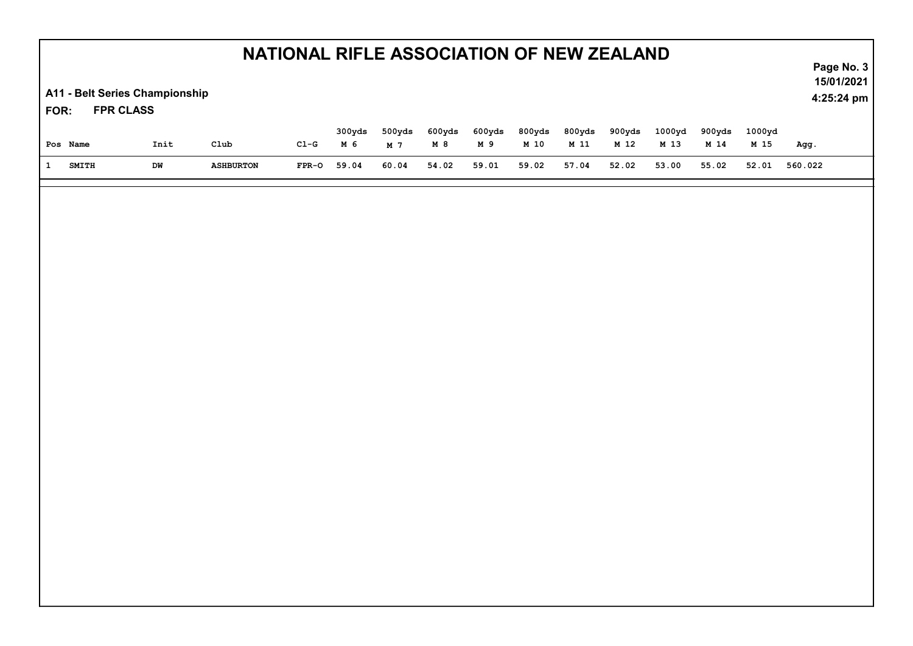# NATIONAL RIFLE ASSOCIATION OF NEW ZEALAND

**A11 - Belt Series Championship**

**FOR: FPR CLASS**

| Pos | Name | Init | Club | Cl-G | 300yds M 6 | 500yds M 7 | 600yds M 8 | 600yds M 9 | 800yds M 10 | 800yds M 11 | 900yds M 12 | 1000yd M 13 | 900yds M 14 | 1000yd M 15 | Agg. |
|---|---|---|---|---|---|---|---|---|---|---|---|---|---|---|---|
| 1 | SMITH | DW | ASHBURTON | FPR-O | 59.04 | 60.04 | 54.02 | 59.01 | 59.02 | 57.04 | 52.02 | 53.00 | 55.02 | 52.01 | 560.022 |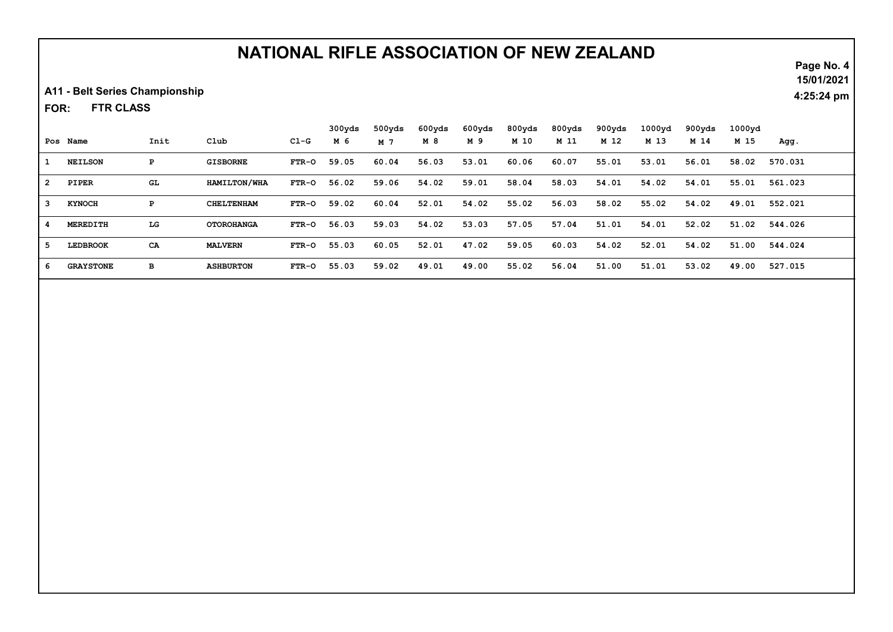# NATIONAL RIFLE ASSOCIATION OF NEW ZEALAND

15/01/2021
4:25:24 pm

**A11 - Belt Series Championship**

**FOR: FTR CLASS**

| Pos | Name | Init | Club | Cl-G | 300yds M 6 | 500yds M 7 | 600yds M 8 | 600yds M 9 | 800yds M 10 | 800yds M 11 | 900yds M 12 | 1000yd M 13 | 900yds M 14 | 1000yd M 15 | Agg. |
|---|---|---|---|---|---|---|---|---|---|---|---|---|---|---|---|
| 1 | NEILSON | P | GISBORNE | FTR-O | 59.05 | 60.04 | 56.03 | 53.01 | 60.06 | 60.07 | 55.01 | 53.01 | 56.01 | 58.02 | 570.031 |
| 2 | PIPER | GL | HAMILTON/WHA | FTR-O | 56.02 | 59.06 | 54.02 | 59.01 | 58.04 | 58.03 | 54.01 | 54.02 | 54.01 | 55.01 | 561.023 |
| 3 | KYNOCH | P | CHELTENHAM | FTR-O | 59.02 | 60.04 | 52.01 | 54.02 | 55.02 | 56.03 | 58.02 | 55.02 | 54.02 | 49.01 | 552.021 |
| 4 | MEREDITH | LG | OTOROHANGA | FTR-O | 56.03 | 59.03 | 54.02 | 53.03 | 57.05 | 57.04 | 51.01 | 54.01 | 52.02 | 51.02 | 544.026 |
| 5 | LEDBROOK | CA | MALVERN | FTR-O | 55.03 | 60.05 | 52.01 | 47.02 | 59.05 | 60.03 | 54.02 | 52.01 | 54.02 | 51.00 | 544.024 |
| 6 | GRAYSTONE | B | ASHBURTON | FTR-O | 55.03 | 59.02 | 49.01 | 49.00 | 55.02 | 56.04 | 51.00 | 51.01 | 53.02 | 49.00 | 527.015 |